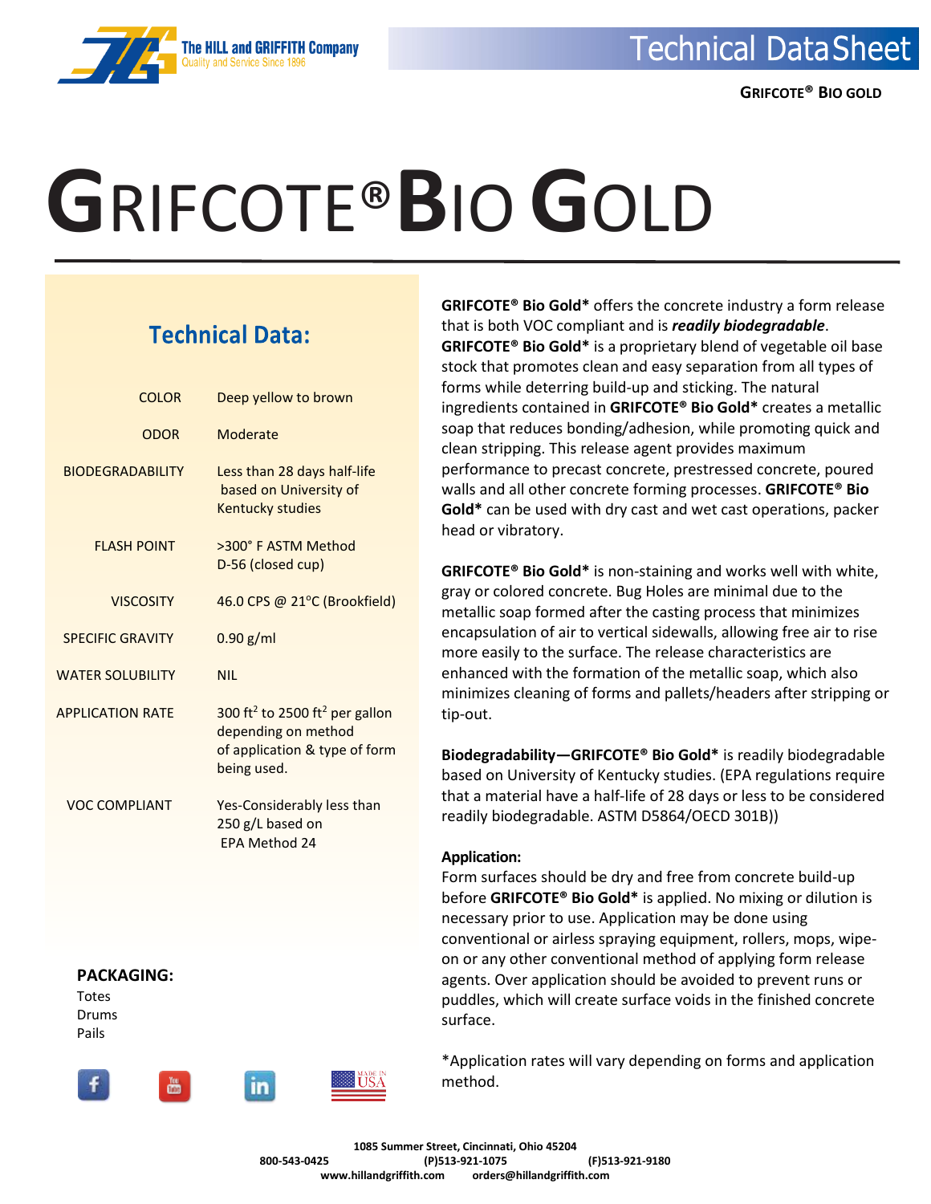The HILL and GRIFFITH Company
Quality and Service Since 1896

Technical Data Sheet

**GRIFCOTE® BIO GOLD**

# GRIFCOTE® BIO GOLD

## Technical Data:

| | |
|---|---|
| COLOR | Deep yellow to brown |
| ODOR | Moderate |
| BIODEGRADABILITY | Less than 28 days half-life based on University of Kentucky studies |
| FLASH POINT | >300° F ASTM Method D-56 (closed cup) |
| VISCOSITY | 46.0 CPS @ 21°C (Brookfield) |
| SPECIFIC GRAVITY | 0.90 g/ml |
| WATER SOLUBILITY | NIL |
| APPLICATION RATE | 300 ft$^2$ to 2500 ft$^2$ per gallon depending on method of application & type of form being used. |
| VOC COMPLIANT | Yes-Considerably less than 250 g/L based on EPA Method 24 |

**PACKAGING:**

Totes
Drums
Pails

**GRIFCOTE® Bio Gold*** offers the concrete industry a form release that is both VOC compliant and is ***readily biodegradable***. **GRIFCOTE® Bio Gold*** is a proprietary blend of vegetable oil base stock that promotes clean and easy separation from all types of forms while deterring build-up and sticking. The natural ingredients contained in **GRIFCOTE® Bio Gold*** creates a metallic soap that reduces bonding/adhesion, while promoting quick and clean stripping. This release agent provides maximum performance to precast concrete, prestressed concrete, poured walls and all other concrete forming processes. **GRIFCOTE® Bio Gold*** can be used with dry cast and wet cast operations, packer head or vibratory.

**GRIFCOTE® Bio Gold*** is non-staining and works well with white, gray or colored concrete. Bug Holes are minimal due to the metallic soap formed after the casting process that minimizes encapsulation of air to vertical sidewalls, allowing free air to rise more easily to the surface. The release characteristics are enhanced with the formation of the metallic soap, which also minimizes cleaning of forms and pallets/headers after stripping or tip-out.

**Biodegradability—GRIFCOTE® Bio Gold*** is readily biodegradable based on University of Kentucky studies. (EPA regulations require that a material have a half-life of 28 days or less to be considered readily biodegradable. ASTM D5864/OECD 301B))

**Application:**

Form surfaces should be dry and free from concrete build-up before **GRIFCOTE® Bio Gold*** is applied. No mixing or dilution is necessary prior to use. Application may be done using conventional or airless spraying equipment, rollers, mops, wipe-on or any other conventional method of applying form release agents. Over application should be avoided to prevent runs or puddles, which will create surface voids in the finished concrete surface.

*Application rates will vary depending on forms and application method.

**1085 Summer Street, Cincinnati, Ohio 45204**
**800-543-0425 (P)513-921-1075 (F)513-921-9180**
**www.hillandgriffith.com orders@hillandgriffith.com**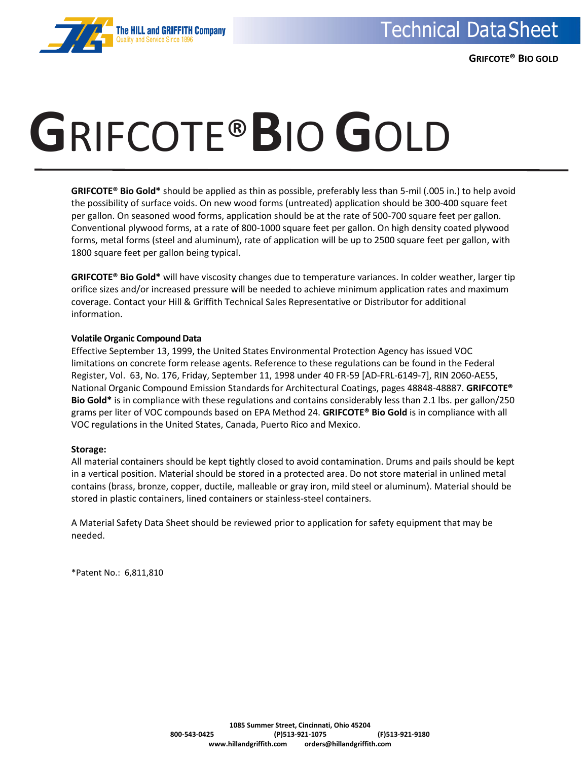# GRIFCOTE® BIO GOLD

**GRIFCOTE® Bio Gold*** should be applied as thin as possible, preferably less than 5-mil (.005 in.) to help avoid the possibility of surface voids. On new wood forms (untreated) application should be 300-400 square feet per gallon. On seasoned wood forms, application should be at the rate of 500-700 square feet per gallon. Conventional plywood forms, at a rate of 800-1000 square feet per gallon. On high density coated plywood forms, metal forms (steel and aluminum), rate of application will be up to 2500 square feet per gallon, with 1800 square feet per gallon being typical.

**GRIFCOTE® Bio Gold*** will have viscosity changes due to temperature variances. In colder weather, larger tip orifice sizes and/or increased pressure will be needed to achieve minimum application rates and maximum coverage. Contact your Hill & Griffith Technical Sales Representative or Distributor for additional information.

**Volatile Organic Compound Data**

Effective September 13, 1999, the United States Environmental Protection Agency has issued VOC limitations on concrete form release agents. Reference to these regulations can be found in the Federal Register, Vol. 63, No. 176, Friday, September 11, 1998 under 40 FR-59 [AD-FRL-6149-7], RIN 2060-AE55, National Organic Compound Emission Standards for Architectural Coatings, pages 48848-48887. **GRIFCOTE® Bio Gold*** is in compliance with these regulations and contains considerably less than 2.1 lbs. per gallon/250 grams per liter of VOC compounds based on EPA Method 24. **GRIFCOTE® Bio Gold** is in compliance with all VOC regulations in the United States, Canada, Puerto Rico and Mexico.

**Storage:**

All material containers should be kept tightly closed to avoid contamination. Drums and pails should be kept in a vertical position. Material should be stored in a protected area. Do not store material in unlined metal contains (brass, bronze, copper, ductile, malleable or gray iron, mild steel or aluminum). Material should be stored in plastic containers, lined containers or stainless-steel containers.

A Material Safety Data Sheet should be reviewed prior to application for safety equipment that may be needed.

*Patent No.: 6,811,810